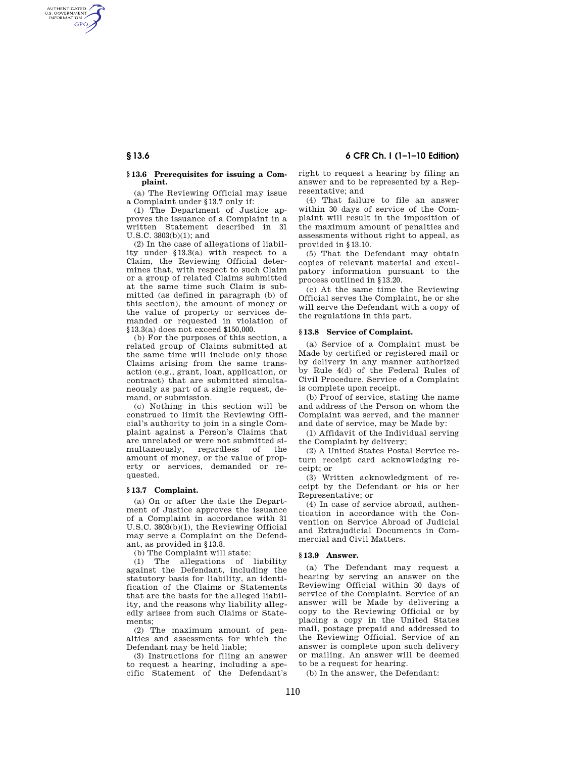### § 13.6 Prerequisites for issuing a Complaint.

(a) The Reviewing Official may issue a Complaint under § 13.7 only if:

(1) The Department of Justice approves the issuance of a Complaint in a written Statement described in 31 U.S.C. 3803(b)(1); and

(2) In the case of allegations of liability under § 13.3(a) with respect to a Claim, the Reviewing Official determines that, with respect to such Claim or a group of related Claims submitted at the same time such Claim is submitted (as defined in paragraph (b) of this section), the amount of money or the value of property or services demanded or requested in violation of § 13.3(a) does not exceed $150,000.

(b) For the purposes of this section, a related group of Claims submitted at the same time will include only those Claims arising from the same transaction (e.g., grant, loan, application, or contract) that are submitted simultaneously as part of a single request, demand, or submission.

(c) Nothing in this section will be construed to limit the Reviewing Official's authority to join in a single Complaint against a Person's Claims that are unrelated or were not submitted simultaneously, regardless of the amount of money, or the value of property or services, demanded or requested.

### § 13.7 Complaint.

(a) On or after the date the Department of Justice approves the issuance of a Complaint in accordance with 31 U.S.C. 3803(b)(1), the Reviewing Official may serve a Complaint on the Defendant, as provided in § 13.8.

(b) The Complaint will state:

(1) The allegations of liability against the Defendant, including the statutory basis for liability, an identification of the Claims or Statements that are the basis for the alleged liability, and the reasons why liability allegedly arises from such Claims or Statements;

(2) The maximum amount of penalties and assessments for which the Defendant may be held liable;

(3) Instructions for filing an answer to request a hearing, including a specific Statement of the Defendant's right to request a hearing by filing an answer and to be represented by a Representative; and

(4) That failure to file an answer within 30 days of service of the Complaint will result in the imposition of the maximum amount of penalties and assessments without right to appeal, as provided in § 13.10.

(5) That the Defendant may obtain copies of relevant material and exculpatory information pursuant to the process outlined in § 13.20.

(c) At the same time the Reviewing Official serves the Complaint, he or she will serve the Defendant with a copy of the regulations in this part.

### § 13.8 Service of Complaint.

(a) Service of a Complaint must be Made by certified or registered mail or by delivery in any manner authorized by Rule 4(d) of the Federal Rules of Civil Procedure. Service of a Complaint is complete upon receipt.

(b) Proof of service, stating the name and address of the Person on whom the Complaint was served, and the manner and date of service, may be Made by:

(1) Affidavit of the Individual serving the Complaint by delivery;

(2) A United States Postal Service return receipt card acknowledging receipt; or

(3) Written acknowledgment of receipt by the Defendant or his or her Representative; or

(4) In case of service abroad, authentication in accordance with the Convention on Service Abroad of Judicial and Extrajudicial Documents in Commercial and Civil Matters.

### § 13.9 Answer.

(a) The Defendant may request a hearing by serving an answer on the Reviewing Official within 30 days of service of the Complaint. Service of an answer will be Made by delivering a copy to the Reviewing Official or by placing a copy in the United States mail, postage prepaid and addressed to the Reviewing Official. Service of an answer is complete upon such delivery or mailing. An answer will be deemed to be a request for hearing.

(b) In the answer, the Defendant: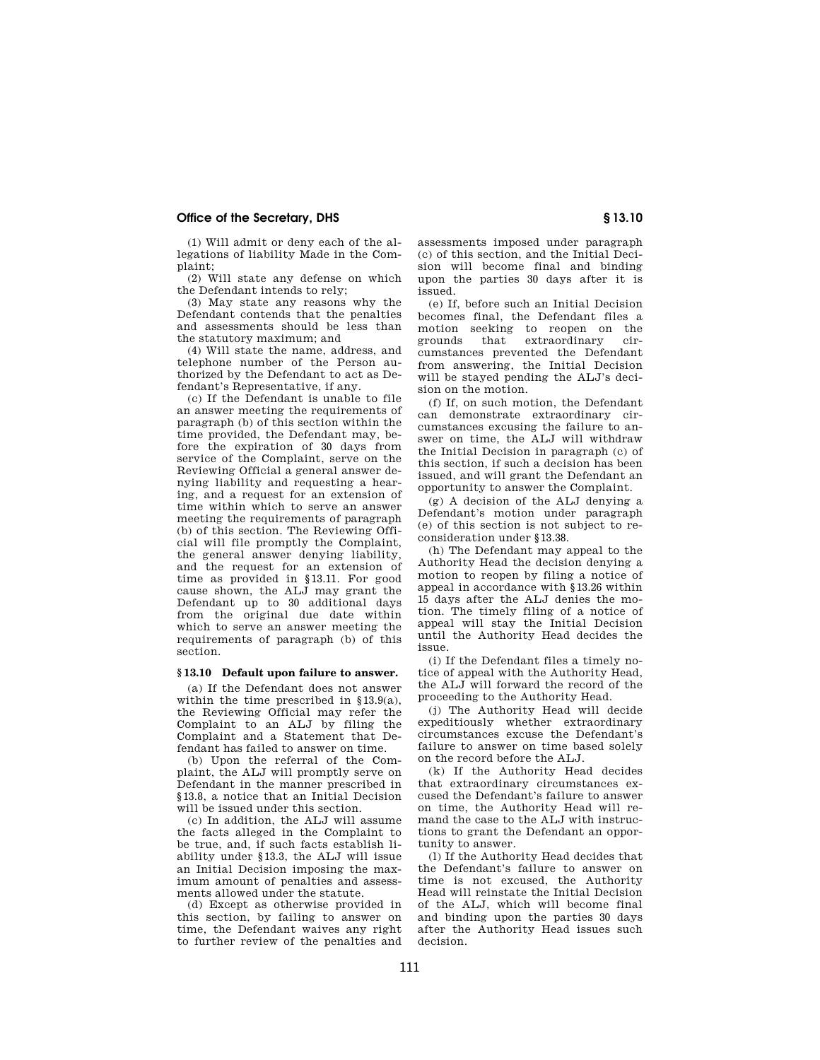(1) Will admit or deny each of the allegations of liability Made in the Complaint;

(2) Will state any defense on which the Defendant intends to rely;

(3) May state any reasons why the Defendant contends that the penalties and assessments should be less than the statutory maximum; and

(4) Will state the name, address, and telephone number of the Person authorized by the Defendant to act as Defendant's Representative, if any.

(c) If the Defendant is unable to file an answer meeting the requirements of paragraph (b) of this section within the time provided, the Defendant may, before the expiration of 30 days from service of the Complaint, serve on the Reviewing Official a general answer denying liability and requesting a hearing, and a request for an extension of time within which to serve an answer meeting the requirements of paragraph (b) of this section. The Reviewing Official will file promptly the Complaint, the general answer denying liability, and the request for an extension of time as provided in §13.11. For good cause shown, the ALJ may grant the Defendant up to 30 additional days from the original due date within which to serve an answer meeting the requirements of paragraph (b) of this section.

### §13.10 Default upon failure to answer.

(a) If the Defendant does not answer within the time prescribed in §13.9(a), the Reviewing Official may refer the Complaint to an ALJ by filing the Complaint and a Statement that Defendant has failed to answer on time.

(b) Upon the referral of the Complaint, the ALJ will promptly serve on Defendant in the manner prescribed in §13.8, a notice that an Initial Decision will be issued under this section.

(c) In addition, the ALJ will assume the facts alleged in the Complaint to be true, and, if such facts establish liability under §13.3, the ALJ will issue an Initial Decision imposing the maximum amount of penalties and assessments allowed under the statute.

(d) Except as otherwise provided in this section, by failing to answer on time, the Defendant waives any right to further review of the penalties and assessments imposed under paragraph (c) of this section, and the Initial Decision will become final and binding upon the parties 30 days after it is issued.

(e) If, before such an Initial Decision becomes final, the Defendant files a motion seeking to reopen on the grounds that extraordinary circumstances prevented the Defendant from answering, the Initial Decision will be stayed pending the ALJ's decision on the motion.

(f) If, on such motion, the Defendant can demonstrate extraordinary circumstances excusing the failure to answer on time, the ALJ will withdraw the Initial Decision in paragraph (c) of this section, if such a decision has been issued, and will grant the Defendant an opportunity to answer the Complaint.

(g) A decision of the ALJ denying a Defendant's motion under paragraph (e) of this section is not subject to reconsideration under §13.38.

(h) The Defendant may appeal to the Authority Head the decision denying a motion to reopen by filing a notice of appeal in accordance with §13.26 within 15 days after the ALJ denies the motion. The timely filing of a notice of appeal will stay the Initial Decision until the Authority Head decides the issue.

(i) If the Defendant files a timely notice of appeal with the Authority Head, the ALJ will forward the record of the proceeding to the Authority Head.

(j) The Authority Head will decide expeditiously whether extraordinary circumstances excuse the Defendant's failure to answer on time based solely on the record before the ALJ.

(k) If the Authority Head decides that extraordinary circumstances excused the Defendant's failure to answer on time, the Authority Head will remand the case to the ALJ with instructions to grant the Defendant an opportunity to answer.

(l) If the Authority Head decides that the Defendant's failure to answer on time is not excused, the Authority Head will reinstate the Initial Decision of the ALJ, which will become final and binding upon the parties 30 days after the Authority Head issues such decision.